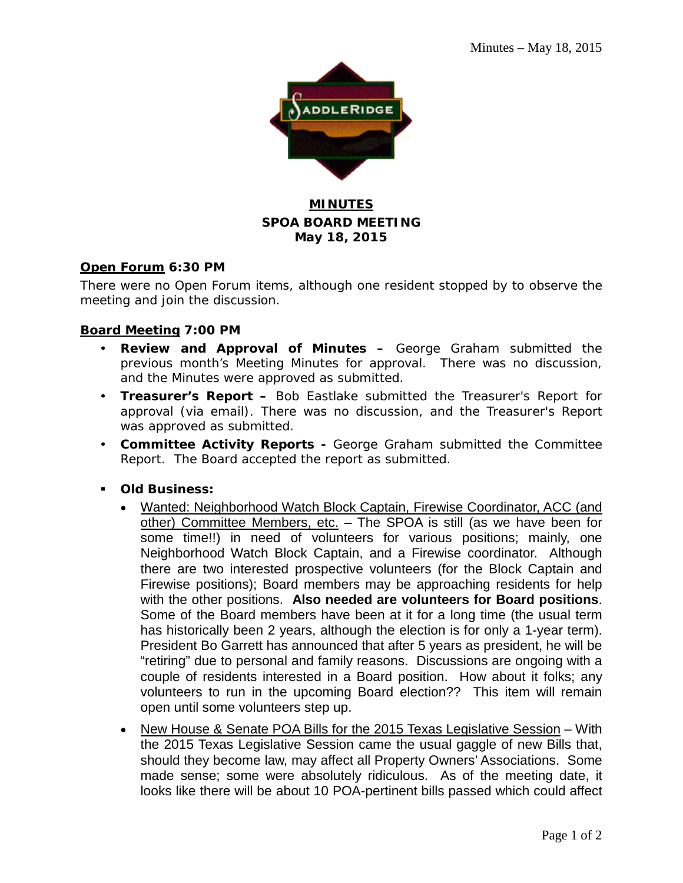# MINUTES

## SPOA BOARD MEETING

## May 18, 2015

**Open Forum 6:30 PM**

There were no Open Forum items, although one resident stopped by to observe the meeting and join the discussion.

**Board Meeting 7:00 PM**

- **Review and Approval of Minutes –** George Graham submitted the previous month's Meeting Minutes for approval. There was no discussion, and the Minutes were approved as submitted.
- **Treasurer's Report –** Bob Eastlake submitted the Treasurer's Report for approval (via email). There was no discussion, and the Treasurer's Report was approved as submitted.
- **Committee Activity Reports -** George Graham submitted the Committee Report. The Board accepted the report as submitted.

- **Old Business:**
  - Wanted: Neighborhood Watch Block Captain, Firewise Coordinator, ACC (and other) Committee Members, etc. – The SPOA is still (as we have been for some time!!) in need of volunteers for various positions; mainly, one Neighborhood Watch Block Captain, and a Firewise coordinator. Although there are two interested prospective volunteers (for the Block Captain and Firewise positions); Board members may be approaching residents for help with the other positions. **Also needed are volunteers for Board positions**. Some of the Board members have been at it for a long time (the usual term has historically been 2 years, although the election is for only a 1-year term). President Bo Garrett has announced that after 5 years as president, he will be "retiring" due to personal and family reasons. Discussions are ongoing with a couple of residents interested in a Board position. How about it folks; any volunteers to run in the upcoming Board election?? This item will remain open until some volunteers step up.
  - New House & Senate POA Bills for the 2015 Texas Legislative Session – With the 2015 Texas Legislative Session came the usual gaggle of new Bills that, should they become law, may affect all Property Owners' Associations. Some made sense; some were absolutely ridiculous. As of the meeting date, it looks like there will be about 10 POA-pertinent bills passed which could affect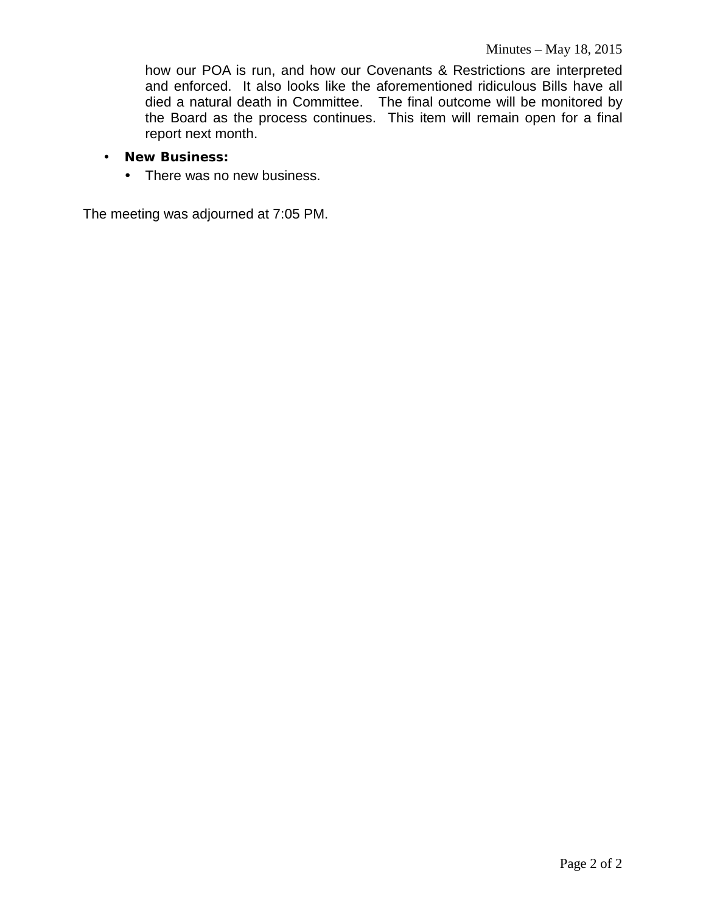how our POA is run, and how our Covenants & Restrictions are interpreted and enforced. It also looks like the aforementioned ridiculous Bills have all died a natural death in Committee. The final outcome will be monitored by the Board as the process continues. This item will remain open for a final report next month.

- **New Business:**
  - There was no new business.

The meeting was adjourned at 7:05 PM.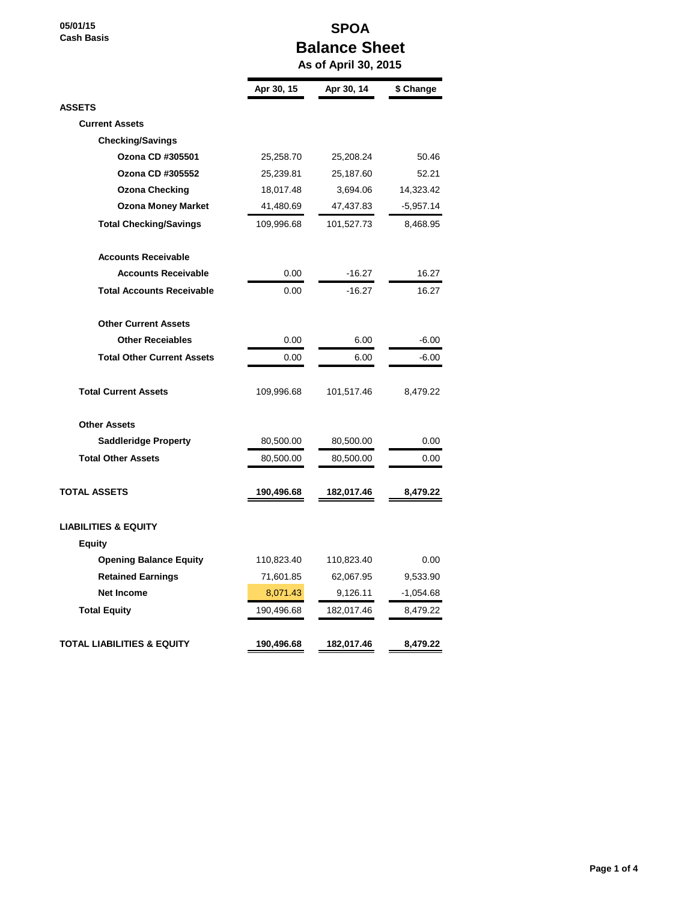05/01/15
Cash Basis

# SPOA
## Balance Sheet
### As of April 30, 2015

| | Apr 30, 15 | Apr 30, 14 | $ Change |
|---|---|---|---|
| **ASSETS** | | | |
| **Current Assets** | | | |
| **Checking/Savings** | | | |
| **Ozona CD #305501** | 25,258.70 | 25,208.24 | 50.46 |
| **Ozona CD #305552** | 25,239.81 | 25,187.60 | 52.21 |
| **Ozona Checking** | 18,017.48 | 3,694.06 | 14,323.42 |
| **Ozona Money Market** | 41,480.69 | 47,437.83 | -5,957.14 |
| **Total Checking/Savings** | 109,996.68 | 101,527.73 | 8,468.95 |
| **Accounts Receivable** | | | |
| **Accounts Receivable** | 0.00 | -16.27 | 16.27 |
| **Total Accounts Receivable** | 0.00 | -16.27 | 16.27 |
| **Other Current Assets** | | | |
| **Other Receiables** | 0.00 | 6.00 | -6.00 |
| **Total Other Current Assets** | 0.00 | 6.00 | -6.00 |
| **Total Current Assets** | 109,996.68 | 101,517.46 | 8,479.22 |
| **Other Assets** | | | |
| **Saddleridge Property** | 80,500.00 | 80,500.00 | 0.00 |
| **Total Other Assets** | 80,500.00 | 80,500.00 | 0.00 |
| **TOTAL ASSETS** | **190,496.68** | **182,017.46** | **8,479.22** |
| **LIABILITIES & EQUITY** | | | |
| **Equity** | | | |
| **Opening Balance Equity** | 110,823.40 | 110,823.40 | 0.00 |
| **Retained Earnings** | 71,601.85 | 62,067.95 | 9,533.90 |
| **Net Income** | 8,071.43 | 9,126.11 | -1,054.68 |
| **Total Equity** | 190,496.68 | 182,017.46 | 8,479.22 |
| **TOTAL LIABILITIES & EQUITY** | **190,496.68** | **182,017.46** | **8,479.22** |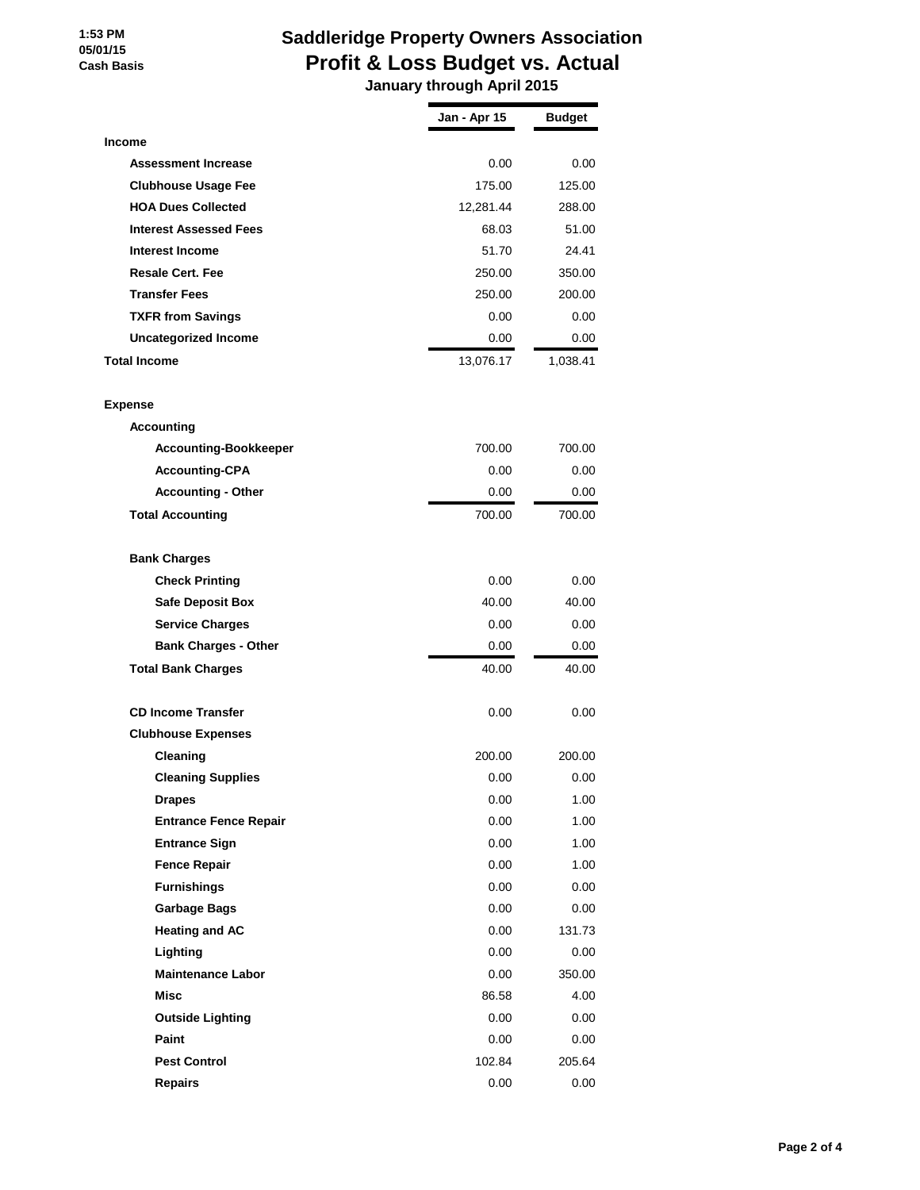# Saddleridge Property Owners Association
## Profit & Loss Budget vs. Actual
### January through April 2015

1:53 PM
05/01/15
Cash Basis

| | Jan - Apr 15 | Budget |
|---|---|---|
| **Income** | | |
| **Assessment Increase** | 0.00 | 0.00 |
| **Clubhouse Usage Fee** | 175.00 | 125.00 |
| **HOA Dues Collected** | 12,281.44 | 288.00 |
| **Interest Assessed Fees** | 68.03 | 51.00 |
| **Interest Income** | 51.70 | 24.41 |
| **Resale Cert. Fee** | 250.00 | 350.00 |
| **Transfer Fees** | 250.00 | 200.00 |
| **TXFR from Savings** | 0.00 | 0.00 |
| **Uncategorized Income** | 0.00 | 0.00 |
| **Total Income** | 13,076.17 | 1,038.41 |
| | | |
| **Expense** | | |
| **Accounting** | | |
| **Accounting-Bookkeeper** | 700.00 | 700.00 |
| **Accounting-CPA** | 0.00 | 0.00 |
| **Accounting - Other** | 0.00 | 0.00 |
| **Total Accounting** | 700.00 | 700.00 |
| | | |
| **Bank Charges** | | |
| **Check Printing** | 0.00 | 0.00 |
| **Safe Deposit Box** | 40.00 | 40.00 |
| **Service Charges** | 0.00 | 0.00 |
| **Bank Charges - Other** | 0.00 | 0.00 |
| **Total Bank Charges** | 40.00 | 40.00 |
| | | |
| **CD Income Transfer** | 0.00 | 0.00 |
| **Clubhouse Expenses** | | |
| **Cleaning** | 200.00 | 200.00 |
| **Cleaning Supplies** | 0.00 | 0.00 |
| **Drapes** | 0.00 | 1.00 |
| **Entrance Fence Repair** | 0.00 | 1.00 |
| **Entrance Sign** | 0.00 | 1.00 |
| **Fence Repair** | 0.00 | 1.00 |
| **Furnishings** | 0.00 | 0.00 |
| **Garbage Bags** | 0.00 | 0.00 |
| **Heating and AC** | 0.00 | 131.73 |
| **Lighting** | 0.00 | 0.00 |
| **Maintenance Labor** | 0.00 | 350.00 |
| **Misc** | 86.58 | 4.00 |
| **Outside Lighting** | 0.00 | 0.00 |
| **Paint** | 0.00 | 0.00 |
| **Pest Control** | 102.84 | 205.64 |
| **Repairs** | 0.00 | 0.00 |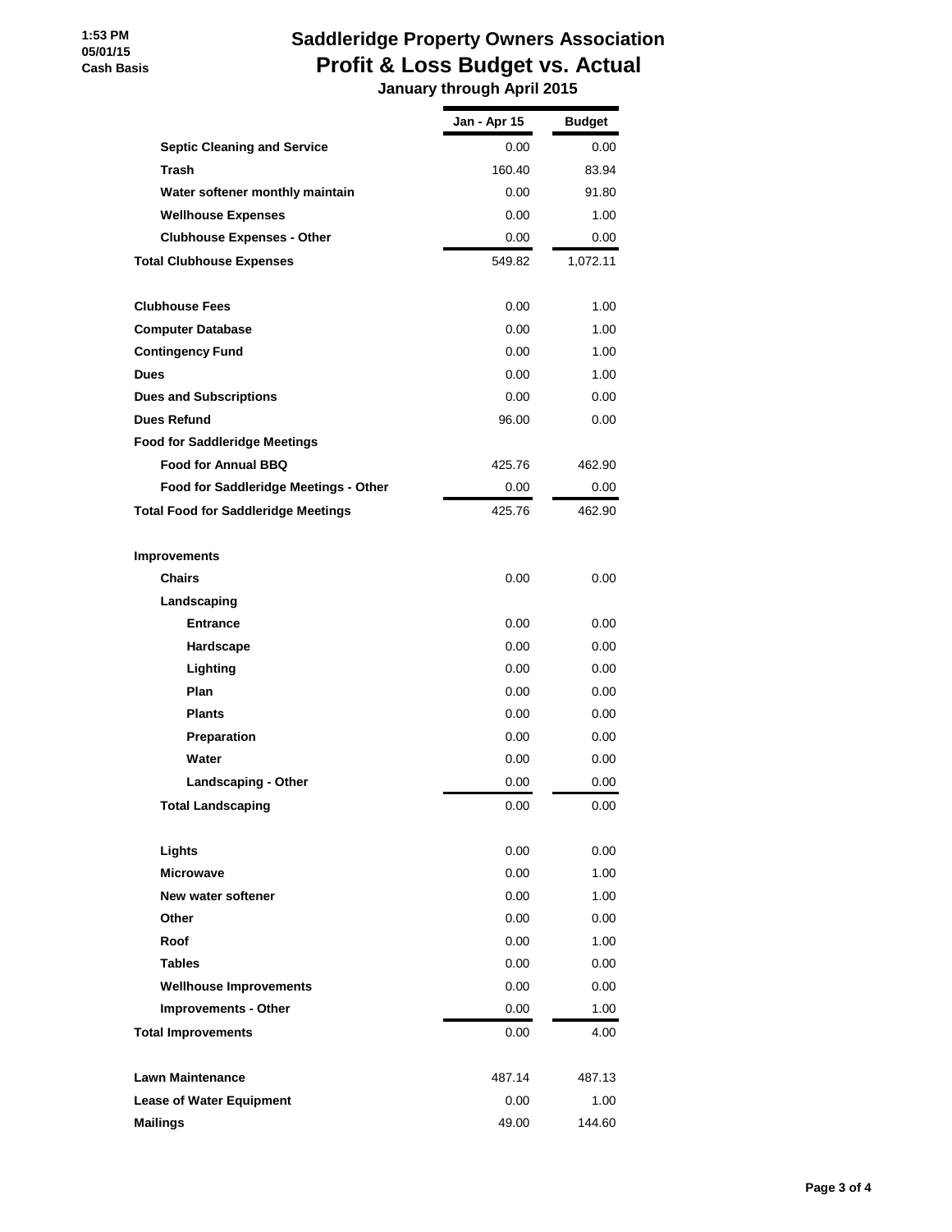# Saddleridge Property Owners Association

## Profit & Loss Budget vs. Actual

### January through April 2015

1:53 PM
05/01/15
Cash Basis

| | Jan - Apr 15 | Budget |
|---|---|---|
| Septic Cleaning and Service | 0.00 | 0.00 |
| Trash | 160.40 | 83.94 |
| Water softener monthly maintain | 0.00 | 91.80 |
| Wellhouse Expenses | 0.00 | 1.00 |
| Clubhouse Expenses - Other | 0.00 | 0.00 |
| **Total Clubhouse Expenses** | 549.82 | 1,072.11 |
| | | |
| **Clubhouse Fees** | 0.00 | 1.00 |
| **Computer Database** | 0.00 | 1.00 |
| **Contingency Fund** | 0.00 | 1.00 |
| **Dues** | 0.00 | 1.00 |
| **Dues and Subscriptions** | 0.00 | 0.00 |
| **Dues Refund** | 96.00 | 0.00 |
| **Food for Saddleridge Meetings** | | |
| Food for Annual BBQ | 425.76 | 462.90 |
| Food for Saddleridge Meetings - Other | 0.00 | 0.00 |
| **Total Food for Saddleridge Meetings** | 425.76 | 462.90 |
| | | |
| **Improvements** | | |
| Chairs | 0.00 | 0.00 |
| Landscaping | | |
| Entrance | 0.00 | 0.00 |
| Hardscape | 0.00 | 0.00 |
| Lighting | 0.00 | 0.00 |
| Plan | 0.00 | 0.00 |
| Plants | 0.00 | 0.00 |
| Preparation | 0.00 | 0.00 |
| Water | 0.00 | 0.00 |
| Landscaping - Other | 0.00 | 0.00 |
| Total Landscaping | 0.00 | 0.00 |
| | | |
| Lights | 0.00 | 0.00 |
| Microwave | 0.00 | 1.00 |
| New water softener | 0.00 | 1.00 |
| Other | 0.00 | 0.00 |
| Roof | 0.00 | 1.00 |
| Tables | 0.00 | 0.00 |
| Wellhouse Improvements | 0.00 | 0.00 |
| Improvements - Other | 0.00 | 1.00 |
| **Total Improvements** | 0.00 | 4.00 |
| | | |
| **Lawn Maintenance** | 487.14 | 487.13 |
| **Lease of Water Equipment** | 0.00 | 1.00 |
| **Mailings** | 49.00 | 144.60 |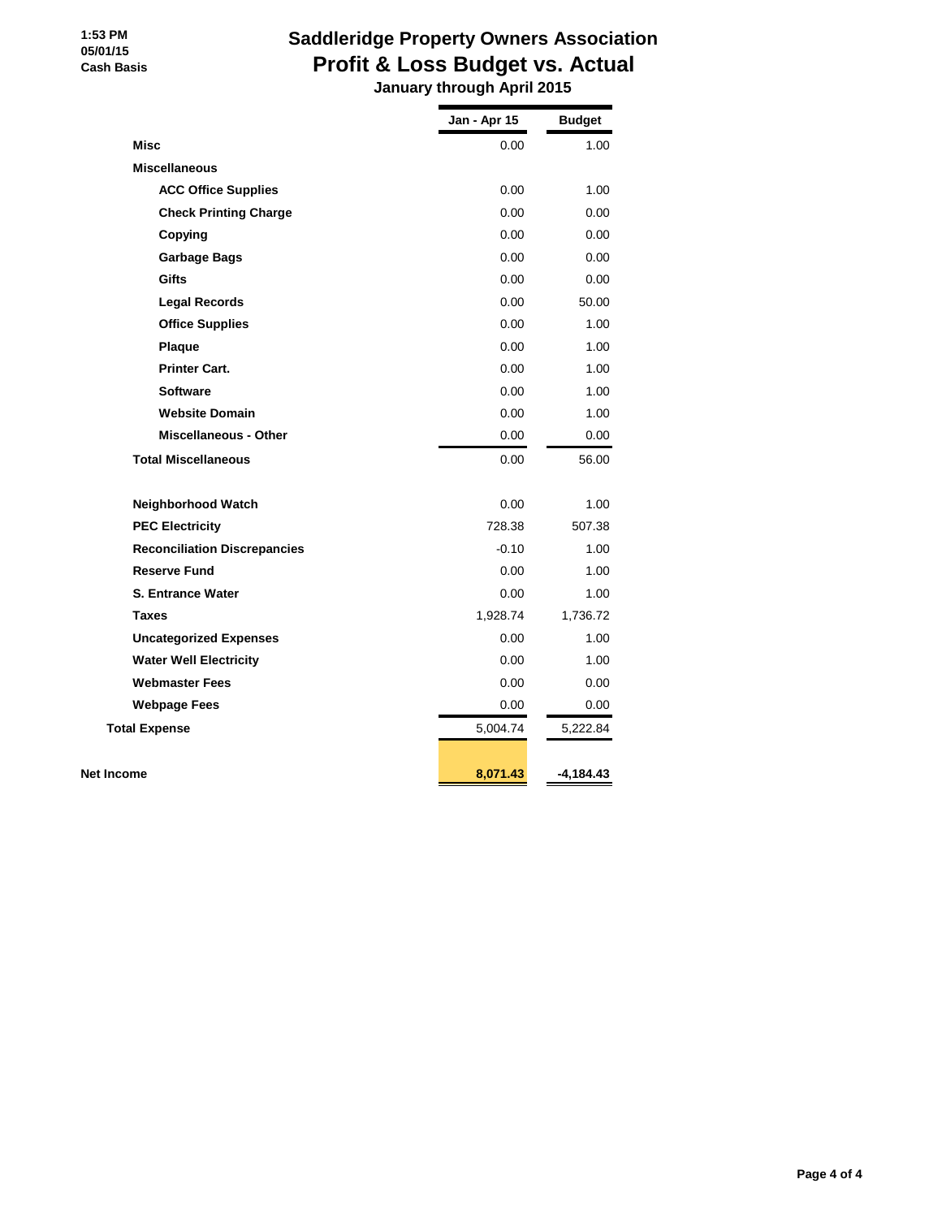# Saddleridge Property Owners Association

## Profit & Loss Budget vs. Actual

### January through April 2015

1:53 PM
05/01/15
Cash Basis

| | Jan - Apr 15 | Budget |
|---|---|---|
| **Misc** | 0.00 | 1.00 |
| **Miscellaneous** | | |
| **ACC Office Supplies** | 0.00 | 1.00 |
| **Check Printing Charge** | 0.00 | 0.00 |
| **Copying** | 0.00 | 0.00 |
| **Garbage Bags** | 0.00 | 0.00 |
| **Gifts** | 0.00 | 0.00 |
| **Legal Records** | 0.00 | 50.00 |
| **Office Supplies** | 0.00 | 1.00 |
| **Plaque** | 0.00 | 1.00 |
| **Printer Cart.** | 0.00 | 1.00 |
| **Software** | 0.00 | 1.00 |
| **Website Domain** | 0.00 | 1.00 |
| **Miscellaneous - Other** | 0.00 | 0.00 |
| **Total Miscellaneous** | 0.00 | 56.00 |
| **Neighborhood Watch** | 0.00 | 1.00 |
| **PEC Electricity** | 728.38 | 507.38 |
| **Reconciliation Discrepancies** | -0.10 | 1.00 |
| **Reserve Fund** | 0.00 | 1.00 |
| **S. Entrance Water** | 0.00 | 1.00 |
| **Taxes** | 1,928.74 | 1,736.72 |
| **Uncategorized Expenses** | 0.00 | 1.00 |
| **Water Well Electricity** | 0.00 | 1.00 |
| **Webmaster Fees** | 0.00 | 0.00 |
| **Webpage Fees** | 0.00 | 0.00 |
| **Total Expense** | 5,004.74 | 5,222.84 |
| **Net Income** | **8,071.43** | **-4,184.43** |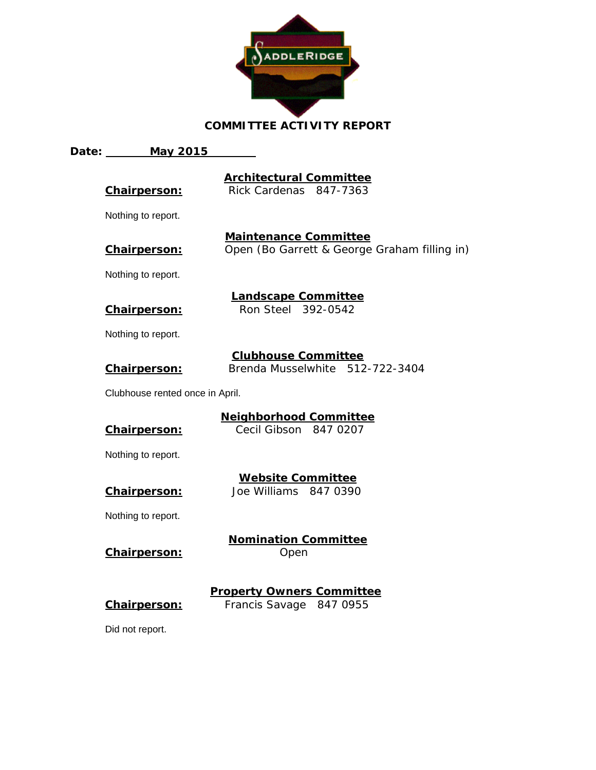# COMMITTEE ACTIVITY REPORT

**Date:** May 2015

## Architectural Committee

**Chairperson:** Rick Cardenas 847-7363

Nothing to report.

## Maintenance Committee

**Chairperson:** Open (Bo Garrett & George Graham filling in)

Nothing to report.

## Landscape Committee

**Chairperson:** Ron Steel 392-0542

Nothing to report.

## Clubhouse Committee

**Chairperson:** Brenda Musselwhite 512-722-3404

Clubhouse rented once in April.

## Neighborhood Committee

**Chairperson:** Cecil Gibson 847 0207

Nothing to report.

## Website Committee

**Chairperson:** Joe Williams 847 0390

Nothing to report.

## Nomination Committee

**Chairperson:** Open

## Property Owners Committee

**Chairperson:** Francis Savage 847 0955

Did not report.